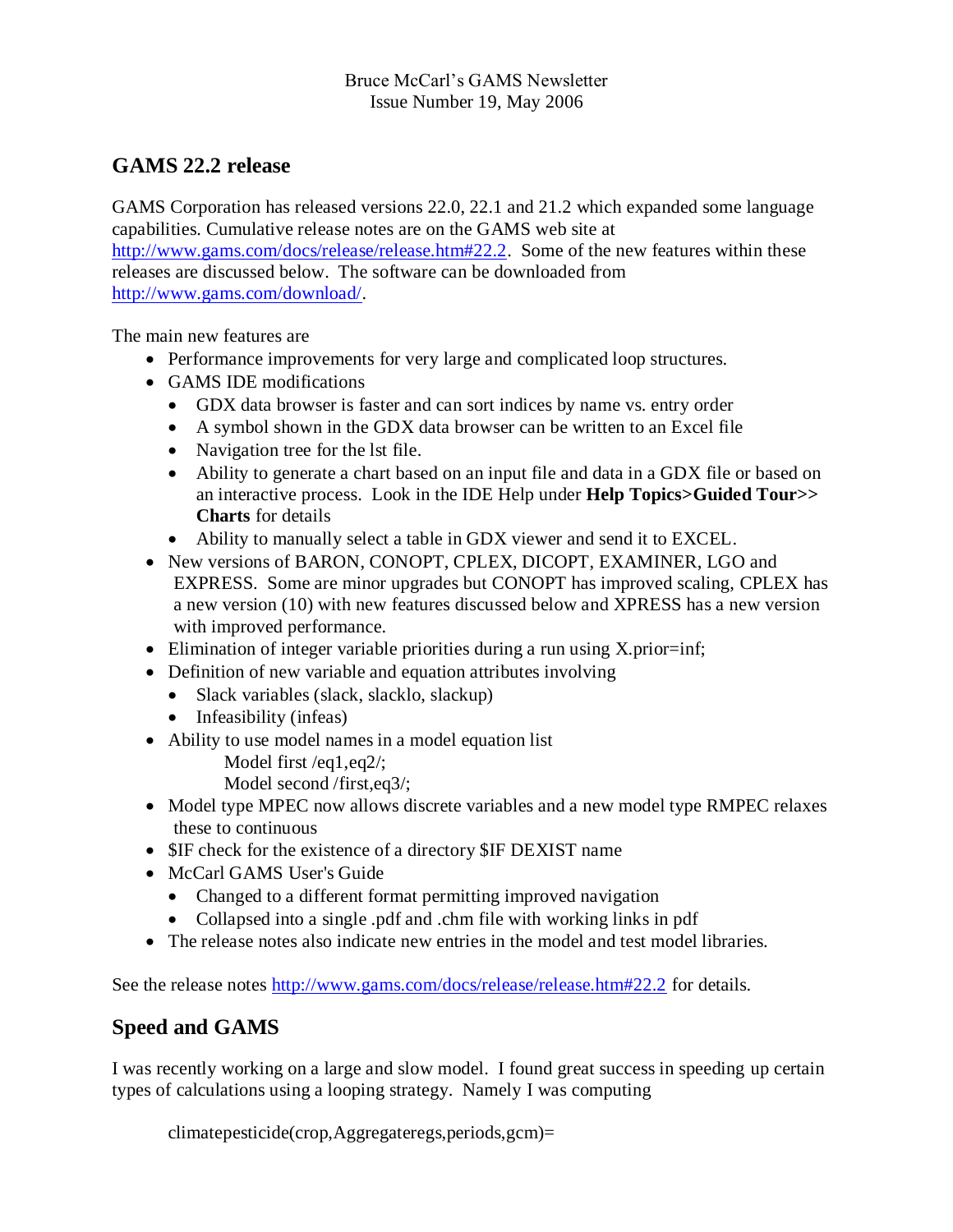Bruce McCarl's GAMS Newsletter
Issue Number 19, May 2006

## GAMS 22.2 release

GAMS Corporation has released versions 22.0, 22.1 and 21.2 which expanded some language capabilities. Cumulative release notes are on the GAMS web site at http://www.gams.com/docs/release/release.htm#22.2. Some of the new features within these releases are discussed below. The software can be downloaded from http://www.gams.com/download/.

The main new features are

- Performance improvements for very large and complicated loop structures.
- GAMS IDE modifications
  - GDX data browser is faster and can sort indices by name vs. entry order
  - A symbol shown in the GDX data browser can be written to an Excel file
  - Navigation tree for the lst file.
  - Ability to generate a chart based on an input file and data in a GDX file or based on an interactive process. Look in the IDE Help under **Help Topics>Guided Tour>> Charts** for details
  - Ability to manually select a table in GDX viewer and send it to EXCEL.
- New versions of BARON, CONOPT, CPLEX, DICOPT, EXAMINER, LGO and EXPRESS. Some are minor upgrades but CONOPT has improved scaling, CPLEX has a new version (10) with new features discussed below and XPRESS has a new version with improved performance.
- Elimination of integer variable priorities during a run using X.prior=inf;
- Definition of new variable and equation attributes involving
  - Slack variables (slack, slacklo, slackup)
  - Infeasibility (infeas)
- Ability to use model names in a model equation list

  ```
  Model first /eq1,eq2/;
  Model second /first,eq3/;
  ```

- Model type MPEC now allows discrete variables and a new model type RMPEC relaxes these to continuous
- $IF check for the existence of a directory $IF DEXIST name
- McCarl GAMS User's Guide
  - Changed to a different format permitting improved navigation
  - Collapsed into a single .pdf and .chm file with working links in pdf
- The release notes also indicate new entries in the model and test model libraries.

See the release notes http://www.gams.com/docs/release/release.htm#22.2 for details.

## Speed and GAMS

I was recently working on a large and slow model. I found great success in speeding up certain types of calculations using a looping strategy. Namely I was computing

```
climatepesticide(crop,Aggregateregs,periods,gcm)=
```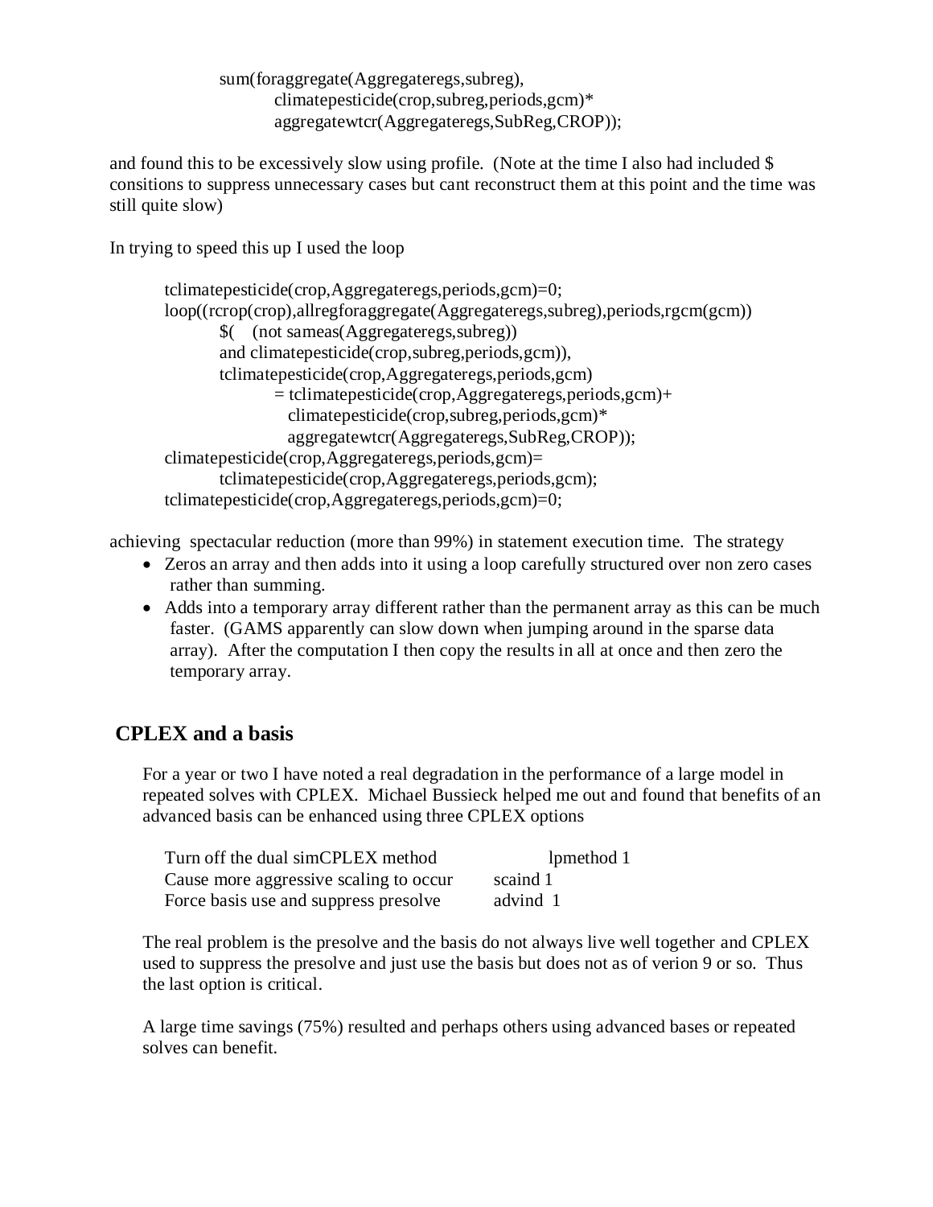```
        sum(foraggregate(Aggregateregs,subreg),
            climatepesticide(crop,subreg,periods,gcm)*
            aggregatewtcr(Aggregateregs,SubReg,CROP));
```

and found this to be excessively slow using profile. (Note at the time I also had included $ consitions to suppress unnecessary cases but cant reconstruct them at this point and the time was still quite slow)

In trying to speed this up I used the loop

```
tclimatepesticide(crop,Aggregateregs,periods,gcm)=0;
loop((rcrop(crop),allregforaggregate(Aggregateregs,subreg),periods,rgcm(gcm))
        $(   (not sameas(Aggregateregs,subreg))
        and climatepesticide(crop,subreg,periods,gcm)),
        tclimatepesticide(crop,Aggregateregs,periods,gcm)
                = tclimatepesticide(crop,Aggregateregs,periods,gcm)+
                  climatepesticide(crop,subreg,periods,gcm)*
                  aggregatewtcr(Aggregateregs,SubReg,CROP));
climatepesticide(crop,Aggregateregs,periods,gcm)=
        tclimatepesticide(crop,Aggregateregs,periods,gcm);
tclimatepesticide(crop,Aggregateregs,periods,gcm)=0;
```

achieving spectacular reduction (more than 99%) in statement execution time. The strategy

- Zeros an array and then adds into it using a loop carefully structured over non zero cases rather than summing.
- Adds into a temporary array different rather than the permanent array as this can be much faster. (GAMS apparently can slow down when jumping around in the sparse data array). After the computation I then copy the results in all at once and then zero the temporary array.

## CPLEX and a basis

For a year or two I have noted a real degradation in the performance of a large model in repeated solves with CPLEX. Michael Bussieck helped me out and found that benefits of an advanced basis can be enhanced using three CPLEX options

| | |
|---|---|
| Turn off the dual simCPLEX method | lpmethod 1 |
| Cause more aggressive scaling to occur | scaind 1 |
| Force basis use and suppress presolve | advind 1 |

The real problem is the presolve and the basis do not always live well together and CPLEX used to suppress the presolve and just use the basis but does not as of verion 9 or so. Thus the last option is critical.

A large time savings (75%) resulted and perhaps others using advanced bases or repeated solves can benefit.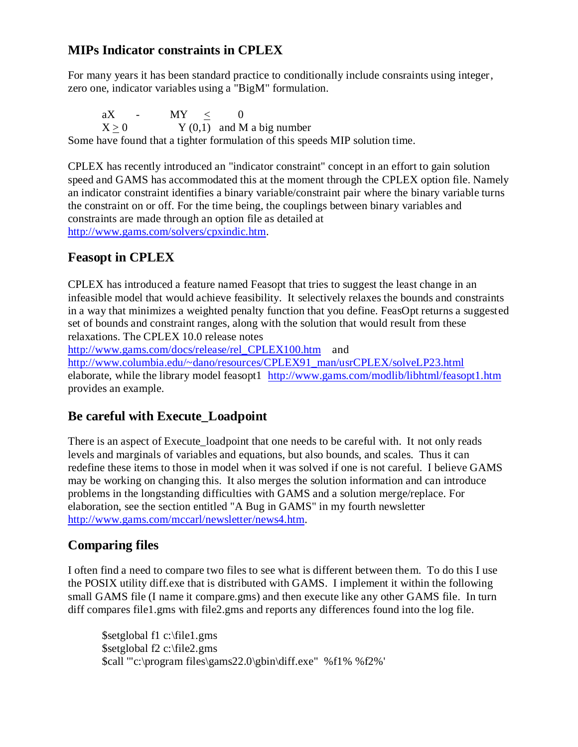## MIPs Indicator constraints in CPLEX

For many years it has been standard practice to conditionally include consraints using integer, zero one, indicator variables using a "BigM" formulation.

$$aX \quad - \quad MY \quad \leq \quad 0$$

$X \geq 0$ $\qquad$ $Y\ (0,1)$ and M a big number

Some have found that a tighter formulation of this speeds MIP solution time.

CPLEX has recently introduced an "indicator constraint" concept in an effort to gain solution speed and GAMS has accommodated this at the moment through the CPLEX option file. Namely an indicator constraint identifies a binary variable/constraint pair where the binary variable turns the constraint on or off. For the time being, the couplings between binary variables and constraints are made through an option file as detailed at http://www.gams.com/solvers/cpxindic.htm.

## Feasopt in CPLEX

CPLEX has introduced a feature named Feasopt that tries to suggest the least change in an infeasible model that would achieve feasibility. It selectively relaxes the bounds and constraints in a way that minimizes a weighted penalty function that you define. FeasOpt returns a suggested set of bounds and constraint ranges, along with the solution that would result from these relaxations. The CPLEX 10.0 release notes http://www.gams.com/docs/release/rel_CPLEX100.htm and http://www.columbia.edu/~dano/resources/CPLEX91_man/usrCPLEX/solveLP23.html elaborate, while the library model feasopt1 http://www.gams.com/modlib/libhtml/feasopt1.htm provides an example.

## Be careful with Execute_Loadpoint

There is an aspect of Execute_loadpoint that one needs to be careful with. It not only reads levels and marginals of variables and equations, but also bounds, and scales. Thus it can redefine these items to those in model when it was solved if one is not careful. I believe GAMS may be working on changing this. It also merges the solution information and can introduce problems in the longstanding difficulties with GAMS and a solution merge/replace. For elaboration, see the section entitled "A Bug in GAMS" in my fourth newsletter http://www.gams.com/mccarl/newsletter/news4.htm.

## Comparing files

I often find a need to compare two files to see what is different between them. To do this I use the POSIX utility diff.exe that is distributed with GAMS. I implement it within the following small GAMS file (I name it compare.gms) and then execute like any other GAMS file. In turn diff compares file1.gms with file2.gms and reports any differences found into the log file.

```
$setglobal f1 c:\file1.gms
$setglobal f2 c:\file2.gms
$call '"c:\program files\gams22.0\gbin\diff.exe"  %f1% %f2%'
```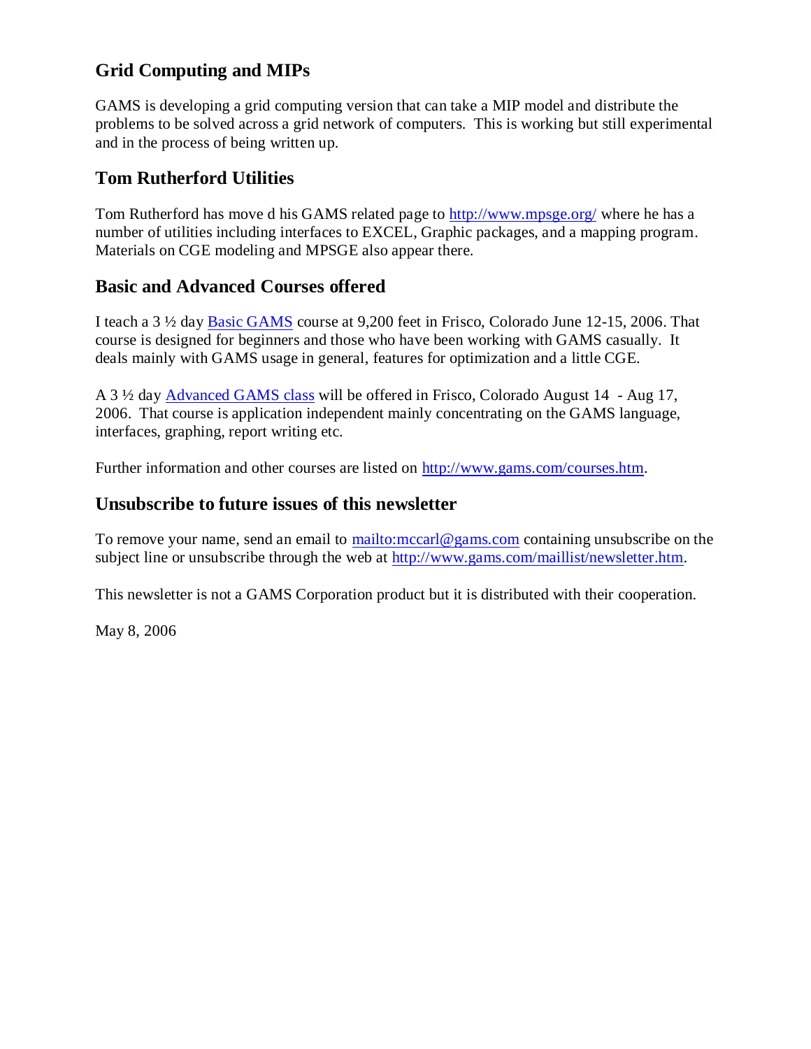## Grid Computing and MIPs

GAMS is developing a grid computing version that can take a MIP model and distribute the problems to be solved across a grid network of computers. This is working but still experimental and in the process of being written up.

## Tom Rutherford Utilities

Tom Rutherford has move d his GAMS related page to http://www.mpsge.org/ where he has a number of utilities including interfaces to EXCEL, Graphic packages, and a mapping program. Materials on CGE modeling and MPSGE also appear there.

## Basic and Advanced Courses offered

I teach a 3 ½ day Basic GAMS course at 9,200 feet in Frisco, Colorado June 12-15, 2006. That course is designed for beginners and those who have been working with GAMS casually. It deals mainly with GAMS usage in general, features for optimization and a little CGE.

A 3 ½ day Advanced GAMS class will be offered in Frisco, Colorado August 14 - Aug 17, 2006. That course is application independent mainly concentrating on the GAMS language, interfaces, graphing, report writing etc.

Further information and other courses are listed on http://www.gams.com/courses.htm.

## Unsubscribe to future issues of this newsletter

To remove your name, send an email to mailto:mccarl@gams.com containing unsubscribe on the subject line or unsubscribe through the web at http://www.gams.com/maillist/newsletter.htm.

This newsletter is not a GAMS Corporation product but it is distributed with their cooperation.

May 8, 2006